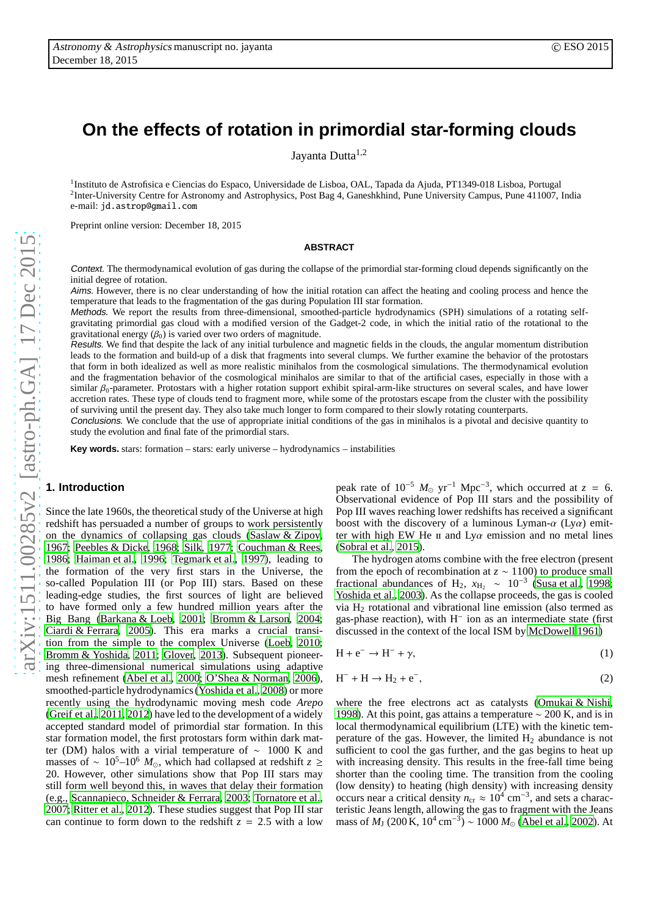# On the effects of rotation in primordial star-forming clouds

Jayanta Dutta[1,2]

[1]Instituto de Astrofisica e Ciencias do Espaco, Universidade de Lisboa, OAL, Tapada da Ajuda, PT1349-018 Lisboa, Portugal
[2]Inter-University Centre for Astronomy and Astrophysics, Post Bag 4, Ganeshkhind, Pune University Campus, Pune 411007, India
e-mail: jd.astrop@gmail.com

Preprint online version: December 18, 2015

## ABSTRACT

*Context.* The thermodynamical evolution of gas during the collapse of the primordial star-forming cloud depends significantly on the initial degree of rotation.

*Aims.* However, there is no clear understanding of how the initial rotation can affect the heating and cooling process and hence the temperature that leads to the fragmentation of the gas during Population III star formation.

*Methods.* We report the results from three-dimensional, smoothed-particle hydrodynamics (SPH) simulations of a rotating self-gravitating primordial gas cloud with a modified version of the Gadget-2 code, in which the initial ratio of the rotational to the gravitational energy ($\beta_0$) is varied over two orders of magnitude.

*Results.* We find that despite the lack of any initial turbulence and magnetic fields in the clouds, the angular momentum distribution leads to the formation and build-up of a disk that fragments into several clumps. We further examine the behavior of the protostars that form in both idealized as well as more realistic minihalos from the cosmological simulations. The thermodynamical evolution and the fragmentation behavior of the cosmological minihalos are similar to that of the artificial cases, especially in those with a similar $\beta_0$-parameter. Protostars with a higher rotation support exhibit spiral-arm-like structures on several scales, and have lower accretion rates. These type of clouds tend to fragment more, while some of the protostars escape from the cluster with the possibility of surviving until the present day. They also take much longer to form compared to their slowly rotating counterparts.

*Conclusions.* We conclude that the use of appropriate initial conditions of the gas in minihalos is a pivotal and decisive quantity to study the evolution and final fate of the primordial stars.

**Key words.** stars: formation – stars: early universe – hydrodynamics – instabilities

## 1. Introduction

Since the late 1960s, the theoretical study of the Universe at high redshift has persuaded a number of groups to work persistently on the dynamics of collapsing gas clouds (Saslaw & Zipoy, 1967; Peebles & Dicke, 1968; Silk, 1977; Couchman & Rees, 1986; Haiman et al., 1996; Tegmark et al., 1997), leading to the formation of the very first stars in the Universe, the so-called Population III (or Pop III) stars. Based on these leading-edge studies, the first sources of light are believed to have formed only a few hundred million years after the Big Bang (Barkana & Loeb, 2001; Bromm & Larson, 2004; Ciardi & Ferrara, 2005). This era marks a crucial transition from the simple to the complex Universe (Loeb, 2010; Bromm & Yoshida, 2011; Glover, 2013). Subsequent pioneering three-dimensional numerical simulations using adaptive mesh refinement (Abel et al., 2000; O'Shea & Norman, 2006), smoothed-particle hydrodynamics (Yoshida et al., 2008) or more recently using the hydrodynamic moving mesh code *Arepo* (Greif et al., 2011, 2012) have led to the development of a widely accepted standard model of primordial star formation. In this star formation model, the first protostars form within dark matter (DM) halos with a virial temperature of $\sim$ 1000 K and masses of $\sim 10^5$–$10^6$ $M_\odot$, which had collapsed at redshift $z \geq 20$. However, other simulations show that Pop III stars may still form well beyond this, in waves that delay their formation (e.g., Scannapieco, Schneider & Ferrara, 2003; Tornatore et al., 2007; Ritter et al., 2012). These studies suggest that Pop III star can continue to form down to the redshift $z = 2.5$ with a low peak rate of $10^{-5}$ $M_\odot$ yr$^{-1}$ Mpc$^{-3}$, which occurred at $z = 6$. Observational evidence of Pop III stars and the possibility of Pop III waves reaching lower redshifts has received a significant boost with the discovery of a luminous Lyman-$\alpha$ (Ly$\alpha$) emitter with high EW He II and Ly$\alpha$ emission and no metal lines (Sobral et al., 2015).

The hydrogen atoms combine with the free electron (present from the epoch of recombination at $z \sim 1100$) to produce small fractional abundances of H$_2$, $x_{\rm H_2} \sim 10^{-3}$ (Susa et al., 1998; Yoshida et al., 2003). As the collapse proceeds, the gas is cooled via H$_2$ rotational and vibrational line emission (also termed as gas-phase reaction), with H$^-$ ion as an intermediate state (first discussed in the context of the local ISM by McDowell 1961)

$$\mathrm{H} + e^- \rightarrow \mathrm{H}^- + \gamma, \tag{1}$$

$$\mathrm{H}^- + \mathrm{H} \rightarrow \mathrm{H}_2 + e^-, \tag{2}$$

where the free electrons act as catalysts (Omukai & Nishi, 1998). At this point, gas attains a temperature $\sim$ 200 K, and is in local thermodynamical equilibrium (LTE) with the kinetic temperature of the gas. However, the limited H$_2$ abundance is not sufficient to cool the gas further, and the gas begins to heat up with increasing density. This results in the free-fall time being shorter than the cooling time. The transition from the cooling (low density) to heating (high density) with increasing density occurs near a critical density $n_{\rm cr} \approx 10^4$ cm$^{-3}$, and sets a characteristic Jeans length, allowing the gas to fragment with the Jeans mass of $M_J$ (200 K, $10^4$ cm$^{-3}$) $\sim 1000$ $M_\odot$ (Abel et al., 2002). At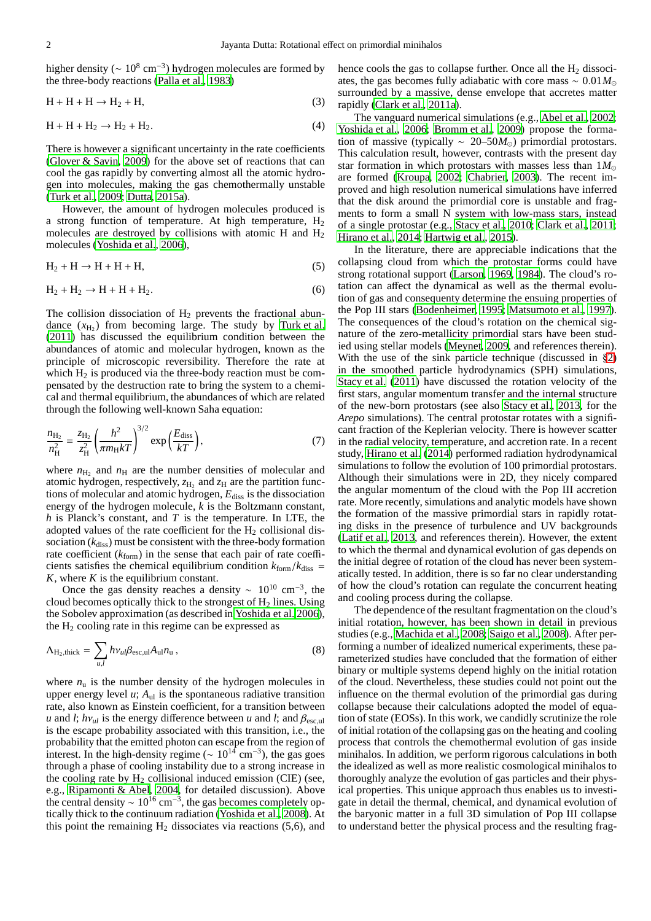higher density ($\sim 10^8$ cm$^{-3}$) hydrogen molecules are formed by the three-body reactions (Palla et al., 1983)

$$\mathrm{H + H + H \rightarrow H_2 + H,} \tag{3}$$

$$\mathrm{H + H + H_2 \rightarrow H_2 + H_2.} \tag{4}$$

There is however a significant uncertainty in the rate coefficients (Glover & Savin, 2009) for the above set of reactions that can cool the gas rapidly by converting almost all the atomic hydrogen into molecules, making the gas chemothermally unstable (Turk et al., 2009; Dutta, 2015a).

However, the amount of hydrogen molecules produced is a strong function of temperature. At high temperature, $H_2$ molecules are destroyed by collisions with atomic H and $H_2$ molecules (Yoshida et al., 2006),

$$\mathrm{H_2 + H \rightarrow H + H + H,} \tag{5}$$

$$\mathrm{H_2 + H_2 \rightarrow H + H + H_2.} \tag{6}$$

The collision dissociation of $H_2$ prevents the fractional abundance ($x_{\mathrm{H_2}}$) from becoming large. The study by Turk et al. (2011) has discussed the equilibrium condition between the abundances of atomic and molecular hydrogen, known as the principle of microscopic reversibility. Therefore the rate at which $H_2$ is produced via the three-body reaction must be compensated by the destruction rate to bring the system to a chemical and thermal equilibrium, the abundances of which are related through the following well-known Saha equation:

$$\frac{n_{\mathrm{H_2}}}{n_{\mathrm{H}}^2} = \frac{z_{\mathrm{H_2}}}{z_{\mathrm{H}}^2}\left(\frac{h^2}{\pi m_{\mathrm{H}} kT}\right)^{3/2} \exp\left(\frac{E_{\mathrm{diss}}}{kT}\right), \tag{7}$$

where $n_{\mathrm{H_2}}$ and $n_{\mathrm{H}}$ are the number densities of molecular and atomic hydrogen, respectively, $z_{\mathrm{H_2}}$ and $z_{\mathrm{H}}$ are the partition functions of molecular and atomic hydrogen, $E_{\mathrm{diss}}$ is the dissociation energy of the hydrogen molecule, $k$ is the Boltzmann constant, $h$ is Planck's constant, and $T$ is the temperature. In LTE, the adopted values of the rate coefficient for the $H_2$ collisional dissociation ($k_{\mathrm{diss}}$) must be consistent with the three-body formation rate coefficient ($k_{\mathrm{form}}$) in the sense that each pair of rate coefficients satisfies the chemical equilibrium condition $k_{\mathrm{form}}/k_{\mathrm{diss}} = K$, where $K$ is the equilibrium constant.

Once the gas density reaches a density $\sim 10^{10}$ cm$^{-3}$, the cloud becomes optically thick to the strongest of $H_2$ lines. Using the Sobolev approximation (as described in Yoshida et al. 2006), the $H_2$ cooling rate in this regime can be expressed as

$$\Lambda_{\mathrm{H_2,thick}} = \sum_{u,l} h\nu_{ul}\beta_{\mathrm{esc,ul}}A_{\mathrm{ul}}n_{\mathrm{u}}\,, \tag{8}$$

where $n_{\mathrm{u}}$ is the number density of the hydrogen molecules in upper energy level $u$; $A_{\mathrm{ul}}$ is the spontaneous radiative transition rate, also known as Einstein coefficient, for a transition between $u$ and $l$; $h\nu_{ul}$ is the energy difference between $u$ and $l$; and $\beta_{\mathrm{esc,ul}}$ is the escape probability associated with this transition, i.e., the probability that the emitted photon can escape from the region of interest. In the high-density regime ($\sim 10^{14}$ cm$^{-3}$), the gas goes through a phase of cooling instability due to a strong increase in the cooling rate by $H_2$ collisional induced emission (CIE) (see, e.g., Ripamonti & Abel, 2004, for detailed discussion). Above the central density $\sim 10^{16}$ cm$^{-3}$, the gas becomes completely optically thick to the continuum radiation (Yoshida et al., 2008). At this point the remaining $H_2$ dissociates via reactions (5,6), and hence cools the gas to collapse further. Once all the $H_2$ dissociates, the gas becomes fully adiabatic with core mass $\sim 0.01 M_{\odot}$ surrounded by a massive, dense envelope that accretes matter rapidly (Clark et al., 2011a).

The vanguard numerical simulations (e.g., Abel et al., 2002; Yoshida et al., 2006; Bromm et al., 2009) propose the formation of massive (typically $\sim$ 20–50$M_{\odot}$) primordial protostars. This calculation result, however, contrasts with the present day star formation in which protostars with masses less than $1M_{\odot}$ are formed (Kroupa, 2002; Chabrier, 2003). The recent improved and high resolution numerical simulations have inferred that the disk around the primordial core is unstable and fragments to form a small N system with low-mass stars, instead of a single protostar (e.g., Stacy et al., 2010; Clark et al., 2011; Hirano et al., 2014; Hartwig et al., 2015).

In the literature, there are appreciable indications that the collapsing cloud from which the protostar forms could have strong rotational support (Larson, 1969, 1984). The cloud's rotation can affect the dynamical as well as the thermal evolution of gas and consequently determine the ensuing properties of the Pop III stars (Bodenheimer, 1995; Matsumoto et al., 1997). The consequences of the cloud's rotation on the chemical signature of the zero-metallicity primordial stars have been studied using stellar models (Meynet, 2009, and references therein). With the use of the sink particle technique (discussed in §2) in the smoothed particle hydrodynamics (SPH) simulations, Stacy et al. (2011) have discussed the rotation velocity of the first stars, angular momentum transfer and the internal structure of the new-born protostars (see also Stacy et al., 2013, for the *Arepo* simulations). The central protostar rotates with a significant fraction of the Keplerian velocity. There is however scatter in the radial velocity, temperature, and accretion rate. In a recent study, Hirano et al. (2014) performed radiation hydrodynamical simulations to follow the evolution of 100 primordial protostars. Although their simulations were in 2D, they nicely compared the angular momentum of the cloud with the Pop III accretion rate. More recently, simulations and analytic models have shown the formation of the massive primordial stars in rapidly rotating disks in the presence of turbulence and UV backgrounds (Latif et al., 2013, and references therein). However, the extent to which the thermal and dynamical evolution of gas depends on the initial degree of rotation of the cloud has never been systematically tested. In addition, there is so far no clear understanding of how the cloud's rotation can regulate the concurrent heating and cooling process during the collapse.

The dependence of the resultant fragmentation on the cloud's initial rotation, however, has been shown in detail in previous studies (e.g., Machida et al., 2008; Saigo et al., 2008). After performing a number of idealized numerical experiments, these parameterized studies have concluded that the formation of either binary or multiple systems depend highly on the initial rotation of the cloud. Nevertheless, these studies could not point out the influence on the thermal evolution of the primordial gas during collapse because their calculations adopted the model of equation of state (EOSs). In this work, we candidly scrutinize the role of initial rotation of the collapsing gas on the heating and cooling process that controls the chemothermal evolution of gas inside minihalos. In addition, we perform rigorous calculations in both the idealized as well as more realistic cosmological minihalos to thoroughly analyze the evolution of gas particles and their physical properties. This unique approach thus enables us to investigate in detail the thermal, chemical, and dynamical evolution of the baryonic matter in a full 3D simulation of Pop III collapse to understand better the physical process and the resulting frag-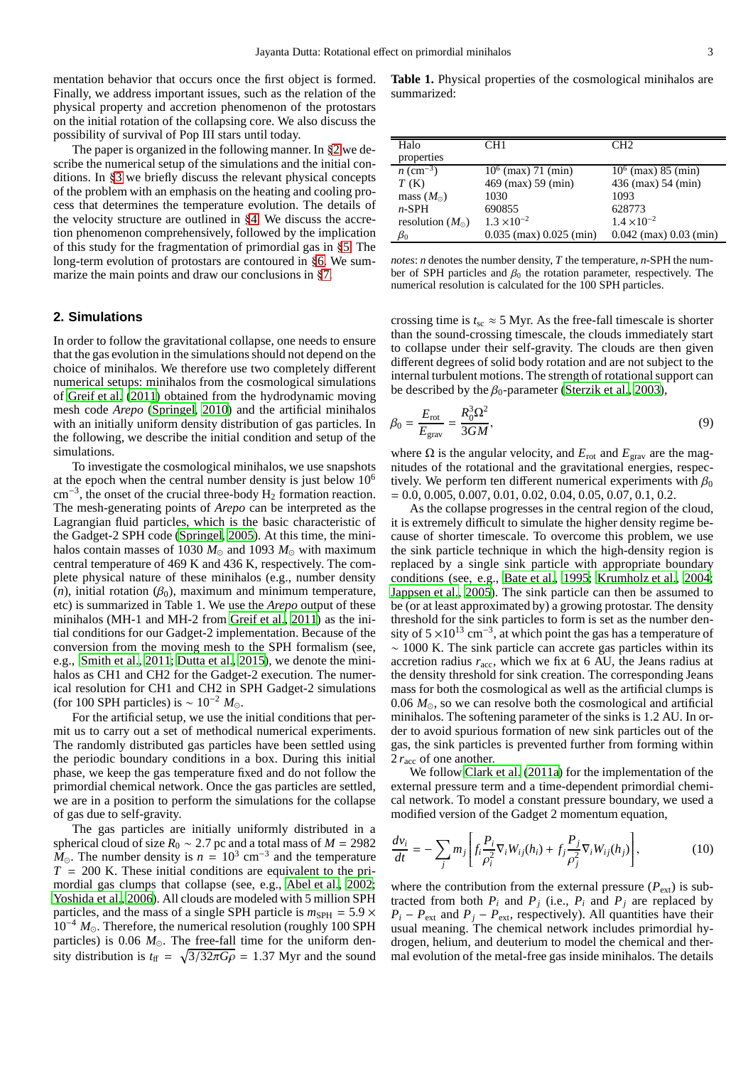mentation behavior that occurs once the first object is formed. Finally, we address important issues, such as the relation of the physical property and accretion phenomenon of the protostars on the initial rotation of the collapsing core. We also discuss the possibility of survival of Pop III stars until today.

The paper is organized in the following manner. In §2 we describe the numerical setup of the simulations and the initial conditions. In §3 we briefly discuss the relevant physical concepts of the problem with an emphasis on the heating and cooling process that determines the temperature evolution. The details of the velocity structure are outlined in §4. We discuss the accretion phenomenon comprehensively, followed by the implication of this study for the fragmentation of primordial gas in §5. The long-term evolution of protostars are contoured in §6. We summarize the main points and draw our conclusions in §7.

## 2. Simulations

In order to follow the gravitational collapse, one needs to ensure that the gas evolution in the simulations should not depend on the choice of minihalos. We therefore use two completely different numerical setups: minihalos from the cosmological simulations of Greif et al. (2011) obtained from the hydrodynamic moving mesh code *Arepo* (Springel, 2010) and the artificial minihalos with an initially uniform density distribution of gas particles. In the following, we describe the initial condition and setup of the simulations.

To investigate the cosmological minihalos, we use snapshots at the epoch when the central number density is just below $10^6$ $\mathrm{cm}^{-3}$, the onset of the crucial three-body $H_2$ formation reaction. The mesh-generating points of *Arepo* can be interpreted as the Lagrangian fluid particles, which is the basic characteristic of the Gadget-2 SPH code (Springel, 2005). At this time, the minihalos contain masses of 1030 $M_\odot$ and 1093 $M_\odot$ with maximum central temperature of 469 K and 436 K, respectively. The complete physical nature of these minihalos (e.g., number density ($n$), initial rotation ($\beta_0$), maximum and minimum temperature, etc) is summarized in Table 1. We use the *Arepo* output of these minihalos (MH-1 and MH-2 from Greif et al., 2011) as the initial conditions for our Gadget-2 implementation. Because of the conversion from the moving mesh to the SPH formalism (see, e.g., Smith et al., 2011; Dutta et al., 2015), we denote the minihalos as CH1 and CH2 for the Gadget-2 execution. The numerical resolution for CH1 and CH2 in SPH Gadget-2 simulations (for 100 SPH particles) is $\sim 10^{-2}\ M_\odot$.

For the artificial setup, we use the initial conditions that permit us to carry out a set of methodical numerical experiments. The randomly distributed gas particles have been settled using the periodic boundary conditions in a box. During this initial phase, we keep the gas temperature fixed and do not follow the primordial chemical network. Once the gas particles are settled, we are in a position to perform the simulations for the collapse of gas due to self-gravity.

The gas particles are initially uniformly distributed in a spherical cloud of size $R_0 \sim 2.7$ pc and a total mass of $M$ = 2982 $M_\odot$. The number density is $n = 10^3\ \mathrm{cm}^{-3}$ and the temperature $T$ = 200 K. These initial conditions are equivalent to the primordial gas clumps that collapse (see, e.g., Abel et al., 2002; Yoshida et al., 2006). All clouds are modeled with 5 million SPH particles, and the mass of a single SPH particle is $m_{\mathrm{SPH}} = 5.9 \times 10^{-4}\ M_\odot$. Therefore, the numerical resolution (roughly 100 SPH particles) is 0.06 $M_\odot$. The free-fall time for the uniform density distribution is $t_{\mathrm{ff}} = \sqrt{3/32\pi G\rho}$ = 1.37 Myr and the sound crossing time is $t_{\mathrm{sc}} \approx 5$ Myr. As the free-fall timescale is shorter than the sound-crossing timescale, the clouds immediately start to collapse under their self-gravity. The clouds are then given different degrees of solid body rotation and are not subject to the internal turbulent motions. The strength of rotational support can be described by the $\beta_0$-parameter (Sterzik et al., 2003),

$$\beta_0 = \frac{E_{\mathrm{rot}}}{E_{\mathrm{grav}}} = \frac{R_0^3\Omega^2}{3GM}, \tag{9}$$

where $\Omega$ is the angular velocity, and $E_{\mathrm{rot}}$ and $E_{\mathrm{grav}}$ are the magnitudes of the rotational and the gravitational energies, respectively. We perform ten different numerical experiments with $\beta_0$ = 0.0, 0.005, 0.007, 0.01, 0.02, 0.04, 0.05, 0.07, 0.1, 0.2.

As the collapse progresses in the central region of the cloud, it is extremely difficult to simulate the higher density regime because of shorter timescale. To overcome this problem, we use the sink particle technique in which the high-density region is replaced by a single sink particle with appropriate boundary conditions (see, e.g., Bate et al., 1995; Krumholz et al., 2004; Jappsen et al., 2005). The sink particle can then be assumed to be (or at least approximated by) a growing protostar. The density threshold for the sink particles to form is set as the number density of $5 \times 10^{13}\ \mathrm{cm}^{-3}$, at which point the gas has a temperature of $\sim$ 1000 K. The sink particle can accrete gas particles within its accretion radius $r_{\mathrm{acc}}$, which we fix at 6 AU, the Jeans radius at the density threshold for sink creation. The corresponding Jeans mass for both the cosmological as well as the artificial clumps is 0.06 $M_\odot$, so we can resolve both the cosmological and artificial minihalos. The softening parameter of the sinks is 1.2 AU. In order to avoid spurious formation of new sink particles out of the gas, the sink particles is prevented further from forming within 2 $r_{\mathrm{acc}}$ of one another.

We follow Clark et al. (2011a) for the implementation of the external pressure term and a time-dependent primordial chemical network. To model a constant pressure boundary, we used a modified version of the Gadget 2 momentum equation,

$$\frac{dv_i}{dt} = -\sum_j m_j \left[ f_i \frac{P_i}{\rho_i^2} \nabla_i W_{ij}(h_i) + f_j \frac{P_j}{\rho_j^2} \nabla_i W_{ij}(h_j) \right], \tag{10}$$

where the contribution from the external pressure ($P_{\mathrm{ext}}$) is subtracted from both $P_i$ and $P_j$ (i.e., $P_i$ and $P_j$ are replaced by $P_i - P_{\mathrm{ext}}$ and $P_j - P_{\mathrm{ext}}$, respectively). All quantities have their usual meaning. The chemical network includes primordial hydrogen, helium, and deuterium to model the chemical and thermal evolution of the metal-free gas inside minihalos. The details

**Table 1.** Physical properties of the cosmological minihalos are summarized:

| Halo properties | CH1 | CH2 |
|---|---|---|
| $n$ ($\mathrm{cm}^{-3}$) | $10^6$ (max) 71 (min) | $10^6$ (max) 85 (min) |
| $T$ (K) | 469 (max) 59 (min) | 436 (max) 54 (min) |
| mass ($M_\odot$) | 1030 | 1093 |
| $n$-SPH | 690855 | 628773 |
| resolution ($M_\odot$) | $1.3 \times 10^{-2}$ | $1.4 \times 10^{-2}$ |
| $\beta_0$ | 0.035 (max) 0.025 (min) | 0.042 (max) 0.03 (min) |

*notes*: $n$ denotes the number density, $T$ the temperature, $n$-SPH the number of SPH particles and $\beta_0$ the rotation parameter, respectively. The numerical resolution is calculated for the 100 SPH particles.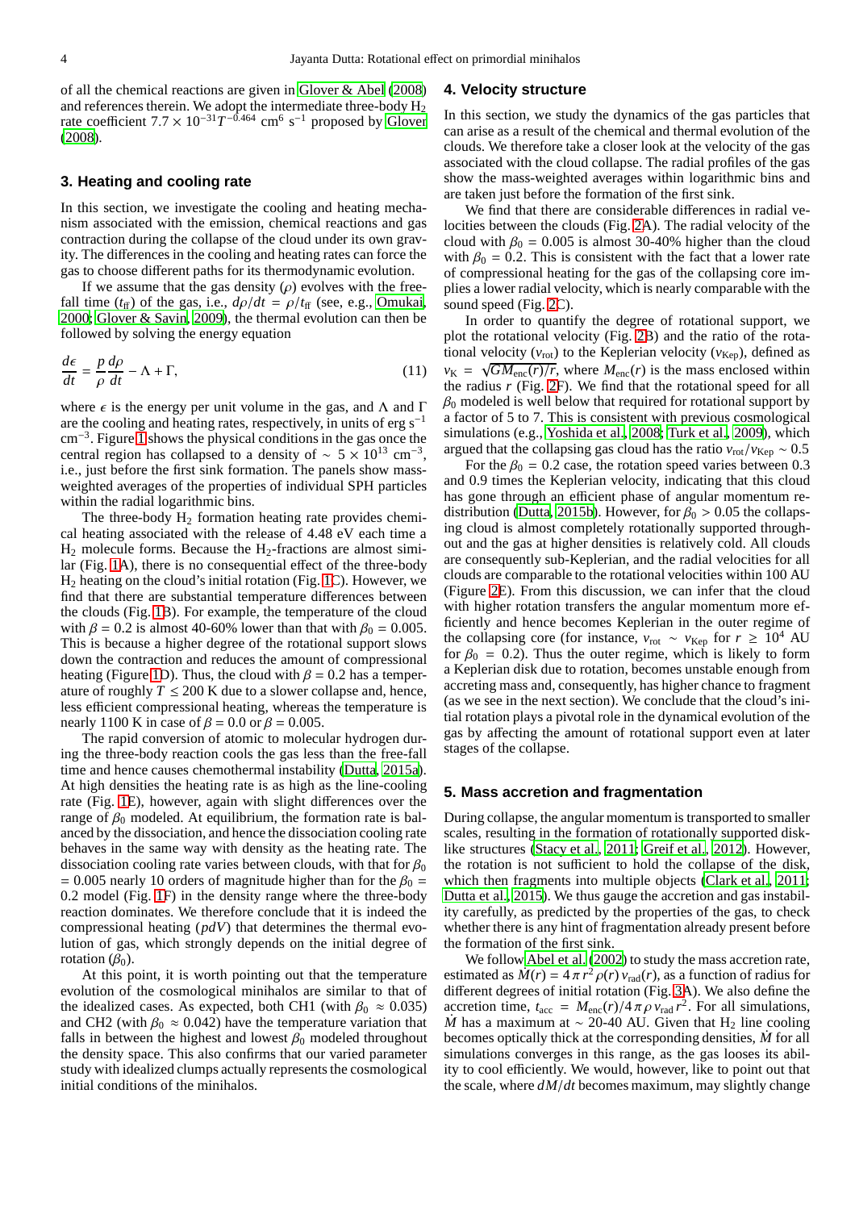of all the chemical reactions are given in Glover & Abel (2008) and references therein. We adopt the intermediate three-body $H_2$ rate coefficient $7.7 \times 10^{-31} T^{-0.464}$ cm$^6$ s$^{-1}$ proposed by Glover (2008).

## 3. Heating and cooling rate

In this section, we investigate the cooling and heating mechanism associated with the emission, chemical reactions and gas contraction during the collapse of the cloud under its own gravity. The differences in the cooling and heating rates can force the gas to choose different paths for its thermodynamic evolution.

If we assume that the gas density ($\rho$) evolves with the free-fall time ($t_{\rm ff}$) of the gas, i.e., $d\rho/dt = \rho/t_{\rm ff}$ (see, e.g., Omukai, 2000; Glover & Savin, 2009), the thermal evolution can then be followed by solving the energy equation

$$\frac{d\epsilon}{dt} = \frac{p}{\rho}\frac{d\rho}{dt} - \Lambda + \Gamma, \tag{11}$$

where $\epsilon$ is the energy per unit volume in the gas, and $\Lambda$ and $\Gamma$ are the cooling and heating rates, respectively, in units of erg s$^{-1}$ cm$^{-3}$. Figure 1 shows the physical conditions in the gas once the central region has collapsed to a density of $\sim 5 \times 10^{13}$ cm$^{-3}$, i.e., just before the first sink formation. The panels show mass-weighted averages of the properties of individual SPH particles within the radial logarithmic bins.

The three-body $H_2$ formation heating rate provides chemical heating associated with the release of 4.48 eV each time a $H_2$ molecule forms. Because the $H_2$-fractions are almost similar (Fig. 1A), there is no consequential effect of the three-body $H_2$ heating on the cloud's initial rotation (Fig. 1C). However, we find that there are substantial temperature differences between the clouds (Fig. 1B). For example, the temperature of the cloud with $\beta = 0.2$ is almost 40-60% lower than that with $\beta_0 = 0.005$. This is because a higher degree of the rotational support slows down the contraction and reduces the amount of compressional heating (Figure 1D). Thus, the cloud with $\beta = 0.2$ has a temperature of roughly $T \leq 200$ K due to a slower collapse and, hence, less efficient compressional heating, whereas the temperature is nearly 1100 K in case of $\beta = 0.0$ or $\beta = 0.005$.

The rapid conversion of atomic to molecular hydrogen during the three-body reaction cools the gas less than the free-fall time and hence causes chemothermal instability (Dutta, 2015a). At high densities the heating rate is as high as the line-cooling rate (Fig. 1E), however, again with slight differences over the range of $\beta_0$ modeled. At equilibrium, the formation rate is balanced by the dissociation, and hence the dissociation cooling rate behaves in the same way with density as the heating rate. The dissociation cooling rate varies between clouds, with that for $\beta_0 = 0.005$ nearly 10 orders of magnitude higher than for the $\beta_0 = 0.2$ model (Fig. 1F) in the density range where the three-body reaction dominates. We therefore conclude that it is indeed the compressional heating ($pdV$) that determines the thermal evolution of gas, which strongly depends on the initial degree of rotation ($\beta_0$).

At this point, it is worth pointing out that the temperature evolution of the cosmological minihalos are similar to that of the idealized cases. As expected, both CH1 (with $\beta_0 \approx 0.035$) and CH2 (with $\beta_0 \approx 0.042$) have the temperature variation that falls in between the highest and lowest $\beta_0$ modeled throughout the density space. This also confirms that our varied parameter study with idealized clumps actually represents the cosmological initial conditions of the minihalos.

## 4. Velocity structure

In this section, we study the dynamics of the gas particles that can arise as a result of the chemical and thermal evolution of the clouds. We therefore take a closer look at the velocity of the gas associated with the cloud collapse. The radial profiles of the gas show the mass-weighted averages within logarithmic bins and are taken just before the formation of the first sink.

We find that there are considerable differences in radial velocities between the clouds (Fig. 2A). The radial velocity of the cloud with $\beta_0 = 0.005$ is almost 30-40% higher than the cloud with $\beta_0 = 0.2$. This is consistent with the fact that a lower rate of compressional heating for the gas of the collapsing core implies a lower radial velocity, which is nearly comparable with the sound speed (Fig. 2C).

In order to quantify the degree of rotational support, we plot the rotational velocity (Fig. 2B) and the ratio of the rotational velocity ($v_{\rm rot}$) to the Keplerian velocity ($v_{\rm Kep}$), defined as $v_{\rm K} = \sqrt{G M_{\rm enc}(r)/r}$, where $M_{\rm enc}(r)$ is the mass enclosed within the radius $r$ (Fig. 2F). We find that the rotational speed for all $\beta_0$ modeled is well below that required for rotational support by a factor of 5 to 7. This is consistent with previous cosmological simulations (e.g., Yoshida et al., 2008; Turk et al., 2009), which argued that the collapsing gas cloud has the ratio $v_{\rm rot}/v_{\rm Kep} \sim 0.5$

For the $\beta_0 = 0.2$ case, the rotation speed varies between 0.3 and 0.9 times the Keplerian velocity, indicating that this cloud has gone through an efficient phase of angular momentum redistribution (Dutta, 2015b). However, for $\beta_0 > 0.05$ the collapsing cloud is almost completely rotationally supported throughout and the gas at higher densities is relatively cold. All clouds are consequently sub-Keplerian, and the radial velocities for all clouds are comparable to the rotational velocities within 100 AU (Figure 2E). From this discussion, we can infer that the cloud with higher rotation transfers the angular momentum more efficiently and hence becomes Keplerian in the outer regime of the collapsing core (for instance, $v_{\rm rot} \sim v_{\rm Kep}$ for $r \geq 10^4$ AU for $\beta_0 = 0.2$). Thus the outer regime, which is likely to form a Keplerian disk due to rotation, becomes unstable enough from accreting mass and, consequently, has higher chance to fragment (as we see in the next section). We conclude that the cloud's initial rotation plays a pivotal role in the dynamical evolution of the gas by affecting the amount of rotational support even at later stages of the collapse.

## 5. Mass accretion and fragmentation

During collapse, the angular momentum is transported to smaller scales, resulting in the formation of rotationally supported disk-like structures (Stacy et al., 2011; Greif et al., 2012). However, the rotation is not sufficient to hold the collapse of the disk, which then fragments into multiple objects (Clark et al., 2011; Dutta et al., 2015). We thus gauge the accretion and gas instability carefully, as predicted by the properties of the gas, to check whether there is any hint of fragmentation already present before the formation of the first sink.

We follow Abel et al. (2002) to study the mass accretion rate, estimated as $\dot{M}(r) = 4\pi r^2 \rho(r) v_{\rm rad}(r)$, as a function of radius for different degrees of initial rotation (Fig. 3A). We also define the accretion time, $t_{\rm acc} = M_{\rm enc}(r)/4\pi\rho v_{\rm rad} r^2$. For all simulations, $\dot{M}$ has a maximum at $\sim$ 20-40 AU. Given that $H_2$ line cooling becomes optically thick at the corresponding densities, $\dot{M}$ for all simulations converges in this range, as the gas looses its ability to cool efficiently. We would, however, like to point out that the scale, where $dM/dt$ becomes maximum, may slightly change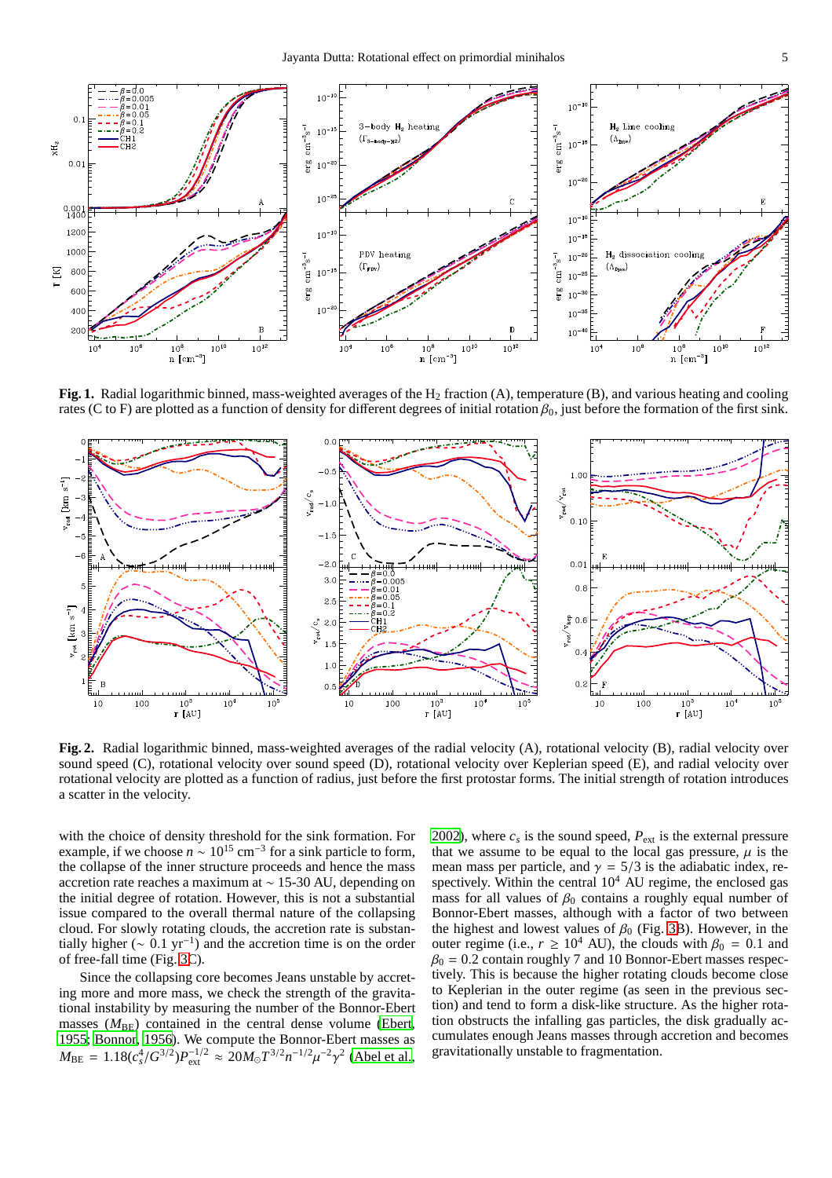**Fig. 1.** Radial logarithmic binned, mass-weighted averages of the $H_2$ fraction (A), temperature (B), and various heating and cooling rates (C to F) are plotted as a function of density for different degrees of initial rotation $\beta_0$, just before the formation of the first sink.

**Fig. 2.** Radial logarithmic binned, mass-weighted averages of the radial velocity (A), rotational velocity (B), radial velocity over sound speed (C), rotational velocity over sound speed (D), rotational velocity over Keplerian speed (E), and radial velocity over rotational velocity are plotted as a function of radius, just before the first protostar forms. The initial strength of rotation introduces a scatter in the velocity.

with the choice of density threshold for the sink formation. For example, if we choose $n \sim 10^{15}$ cm$^{-3}$ for a sink particle to form, the collapse of the inner structure proceeds and hence the mass accretion rate reaches a maximum at $\sim$ 15-30 AU, depending on the initial degree of rotation. However, this is not a substantial issue compared to the overall thermal nature of the collapsing cloud. For slowly rotating clouds, the accretion rate is substantially higher ($\sim$ 0.1 yr$^{-1}$) and the accretion time is on the order of free-fall time (Fig. 3C).

Since the collapsing core becomes Jeans unstable by accreting more and more mass, we check the strength of the gravitational instability by measuring the number of the Bonnor-Ebert masses ($M_{\rm BE}$) contained in the central dense volume (Ebert, 1955; Bonnor, 1956). We compute the Bonnor-Ebert masses as $M_{\rm BE} = 1.18(c_s^4/G^{3/2})P_{\rm ext}^{-1/2} \approx 20 M_\odot T^{3/2} n^{-1/2} \mu^{-2} \gamma^2$ (Abel et al., 2002), where $c_s$ is the sound speed, $P_{\rm ext}$ is the external pressure that we assume to be equal to the local gas pressure, $\mu$ is the mean mass per particle, and $\gamma = 5/3$ is the adiabatic index, respectively. Within the central $10^4$ AU regime, the enclosed gas mass for all values of $\beta_0$ contains a roughly equal number of Bonnor-Ebert masses, although with a factor of two between the highest and lowest values of $\beta_0$ (Fig. 3B). However, in the outer regime (i.e., $r \geq 10^4$ AU), the clouds with $\beta_0 = 0.1$ and $\beta_0 = 0.2$ contain roughly 7 and 10 Bonnor-Ebert masses respectively. This is because the higher rotating clouds become close to Keplerian in the outer regime (as seen in the previous section) and tend to form a disk-like structure. As the higher rotation obstructs the infalling gas particles, the disk gradually accumulates enough Jeans masses through accretion and becomes gravitationally unstable to fragmentation.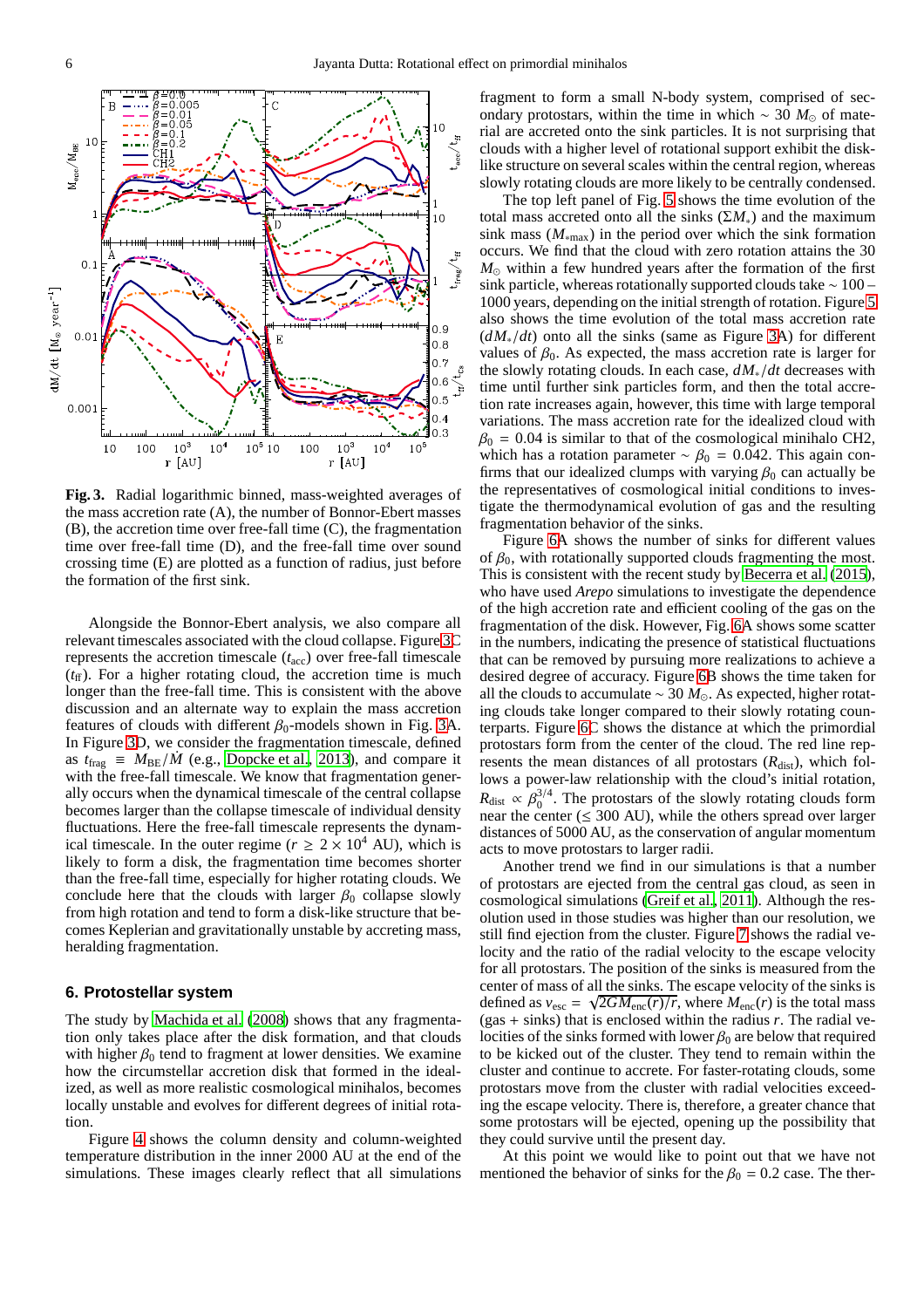**Fig. 3.** Radial logarithmic binned, mass-weighted averages of the mass accretion rate (A), the number of Bonnor-Ebert masses (B), the accretion time over free-fall time (C), the fragmentation time over free-fall time (D), and the free-fall time over sound crossing time (E) are plotted as a function of radius, just before the formation of the first sink.

Alongside the Bonnor-Ebert analysis, we also compare all relevant timescales associated with the cloud collapse. Figure 3C represents the accretion timescale ($t_{\rm acc}$) over free-fall timescale ($t_{\rm ff}$). For a higher rotating cloud, the accretion time is much longer than the free-fall time. This is consistent with the above discussion and an alternate way to explain the mass accretion features of clouds with different $\beta_0$-models shown in Fig. 3A. In Figure 3D, we consider the fragmentation timescale, defined as $t_{\rm frag} \equiv M_{\rm BE}/\dot{M}$ (e.g., Dopcke et al., 2013), and compare it with the free-fall timescale. We know that fragmentation generally occurs when the dynamical timescale of the central collapse becomes larger than the collapse timescale of individual density fluctuations. Here the free-fall timescale represents the dynamical timescale. In the outer regime ($r \geq 2 \times 10^4$ AU), which is likely to form a disk, the fragmentation time becomes shorter than the free-fall time, especially for higher rotating clouds. We conclude here that the clouds with larger $\beta_0$ collapse slowly from high rotation and tend to form a disk-like structure that becomes Keplerian and gravitationally unstable by accreting mass, heralding fragmentation.

## 6. Protostellar system

The study by Machida et al. (2008) shows that any fragmentation only takes place after the disk formation, and that clouds with higher $\beta_0$ tend to fragment at lower densities. We examine how the circumstellar accretion disk that formed in the idealized, as well as more realistic cosmological minihalos, becomes locally unstable and evolves for different degrees of initial rotation.

Figure 4 shows the column density and column-weighted temperature distribution in the inner 2000 AU at the end of the simulations. These images clearly reflect that all simulations fragment to form a small N-body system, comprised of secondary protostars, within the time in which $\sim 30\ M_{\odot}$ of material are accreted onto the sink particles. It is not surprising that clouds with a higher level of rotational support exhibit the disk-like structure on several scales within the central region, whereas slowly rotating clouds are more likely to be centrally condensed.

The top left panel of Fig. 5 shows the time evolution of the total mass accreted onto all the sinks ($\Sigma M_*$) and the maximum sink mass ($M_{*\rm max}$) in the period over which the sink formation occurs. We find that the cloud with zero rotation attains the 30 $M_{\odot}$ within a few hundred years after the formation of the first sink particle, whereas rotationally supported clouds take $\sim 100$ – 1000 years, depending on the initial strength of rotation. Figure 5 also shows the time evolution of the total mass accretion rate ($dM_*/dt$) onto all the sinks (same as Figure 3A) for different values of $\beta_0$. As expected, the mass accretion rate is larger for the slowly rotating clouds. In each case, $dM_*/dt$ decreases with time until further sink particles form, and then the total accretion rate increases again, however, this time with large temporal variations. The mass accretion rate for the idealized cloud with $\beta_0 = 0.04$ is similar to that of the cosmological minihalo CH2, which has a rotation parameter $\sim \beta_0 = 0.042$. This again confirms that our idealized clumps with varying $\beta_0$ can actually be the representatives of cosmological initial conditions to investigate the thermodynamical evolution of gas and the resulting fragmentation behavior of the sinks.

Figure 6A shows the number of sinks for different values of $\beta_0$, with rotationally supported clouds fragmenting the most. This is consistent with the recent study by Becerra et al. (2015), who have used *Arepo* simulations to investigate the dependence of the high accretion rate and efficient cooling of the gas on the fragmentation of the disk. However, Fig. 6A shows some scatter in the numbers, indicating the presence of statistical fluctuations that can be removed by pursuing more realizations to achieve a desired degree of accuracy. Figure 6B shows the time taken for all the clouds to accumulate $\sim 30\ M_{\odot}$. As expected, higher rotating clouds take longer compared to their slowly rotating counterparts. Figure 6C shows the distance at which the primordial protostars form from the center of the cloud. The red line represents the mean distances of all protostars ($R_{\rm dist}$), which follows a power-law relationship with the cloud's initial rotation, $R_{\rm dist} \propto \beta_0^{3/4}$. The protostars of the slowly rotating clouds form near the center ($\lesssim 300$ AU), while the others spread over larger distances of 5000 AU, as the conservation of angular momentum acts to move protostars to larger radii.

Another trend we find in our simulations is that a number of protostars are ejected from the central gas cloud, as seen in cosmological simulations (Greif et al., 2011). Although the resolution used in those studies was higher than our resolution, we still find ejection from the cluster. Figure 7 shows the radial velocity and the ratio of the radial velocity to the escape velocity for all protostars. The position of the sinks is measured from the center of mass of all the sinks. The escape velocity of the sinks is defined as $v_{\rm esc} = \sqrt{2GM_{\rm enc}(r)/r}$, where $M_{\rm enc}(r)$ is the total mass (gas + sinks) that is enclosed within the radius $r$. The radial velocities of the sinks formed with lower $\beta_0$ are below that required to be kicked out of the cluster. They tend to remain within the cluster and continue to accrete. For faster-rotating clouds, some protostars move from the cluster with radial velocities exceeding the escape velocity. There is, therefore, a greater chance that some protostars will be ejected, opening up the possibility that they could survive until the present day.

At this point we would like to point out that we have not mentioned the behavior of sinks for the $\beta_0 = 0.2$ case. The ther-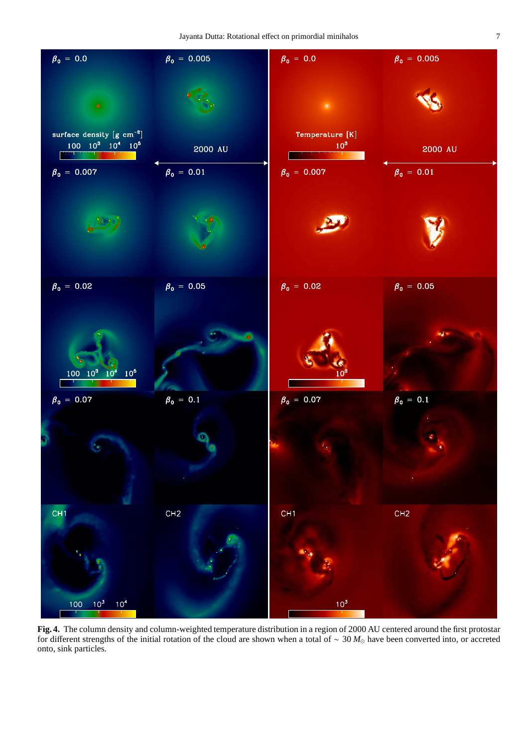**Fig. 4.** The column density and column-weighted temperature distribution in a region of 2000 AU centered around the first protostar for different strengths of the initial rotation of the cloud are shown when a total of $\sim 30\,M_{\odot}$ have been converted into, or accreted onto, sink particles.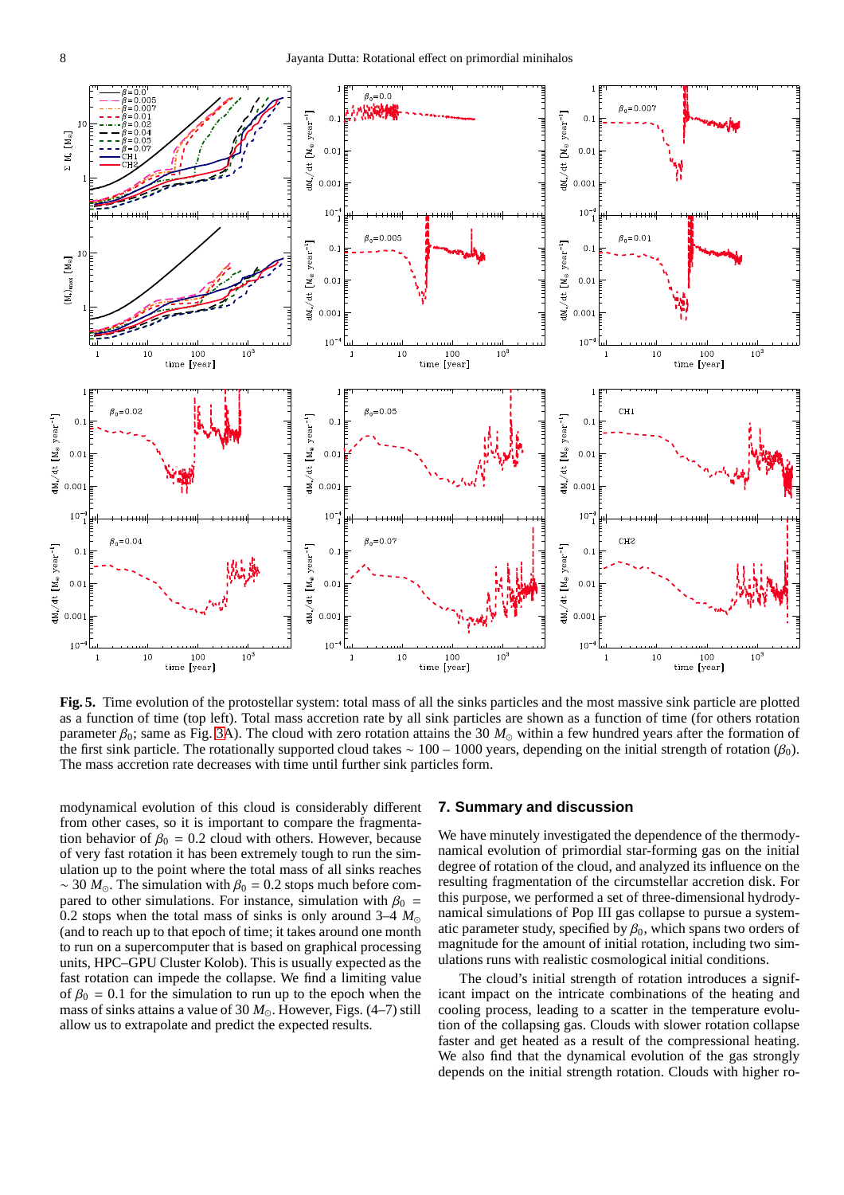**Fig. 5.** Time evolution of the protostellar system: total mass of all the sinks particles and the most massive sink particle are plotted as a function of time (top left). Total mass accretion rate by all sink particles are shown as a function of time (for others rotation parameter $\beta_0$; same as Fig. 3A). The cloud with zero rotation attains the 30 $M_\odot$ within a few hundred years after the formation of the first sink particle. The rotationally supported cloud takes $\sim$ 100 – 1000 years, depending on the initial strength of rotation ($\beta_0$). The mass accretion rate decreases with time until further sink particles form.

modynamical evolution of this cloud is considerably different from other cases, so it is important to compare the fragmentation behavior of $\beta_0 = 0.2$ cloud with others. However, because of very fast rotation it has been extremely tough to run the simulation up to the point where the total mass of all sinks reaches $\sim 30\ M_\odot$. The simulation with $\beta_0 = 0.2$ stops much before compared to other simulations. For instance, simulation with $\beta_0 = 0.2$ stops when the total mass of sinks is only around 3–4 $M_\odot$ (and to reach up to that epoch of time; it takes around one month to run on a supercomputer that is based on graphical processing units, HPC–GPU Cluster Kolob). This is usually expected as the fast rotation can impede the collapse. We find a limiting value of $\beta_0 = 0.1$ for the simulation to run up to the epoch when the mass of sinks attains a value of 30 $M_\odot$. However, Figs. (4–7) still allow us to extrapolate and predict the expected results.

## 7. Summary and discussion

We have minutely investigated the dependence of the thermodynamical evolution of primordial star-forming gas on the initial degree of rotation of the cloud, and analyzed its influence on the resulting fragmentation of the circumstellar accretion disk. For this purpose, we performed a set of three-dimensional hydrodynamical simulations of Pop III gas collapse to pursue a systematic parameter study, specified by $\beta_0$, which spans two orders of magnitude for the amount of initial rotation, including two simulations runs with realistic cosmological initial conditions.

The cloud's initial strength of rotation introduces a significant impact on the intricate combinations of the heating and cooling process, leading to a scatter in the temperature evolution of the collapsing gas. Clouds with slower rotation collapse faster and get heated as a result of the compressional heating. We also find that the dynamical evolution of the gas strongly depends on the initial strength rotation. Clouds with higher ro-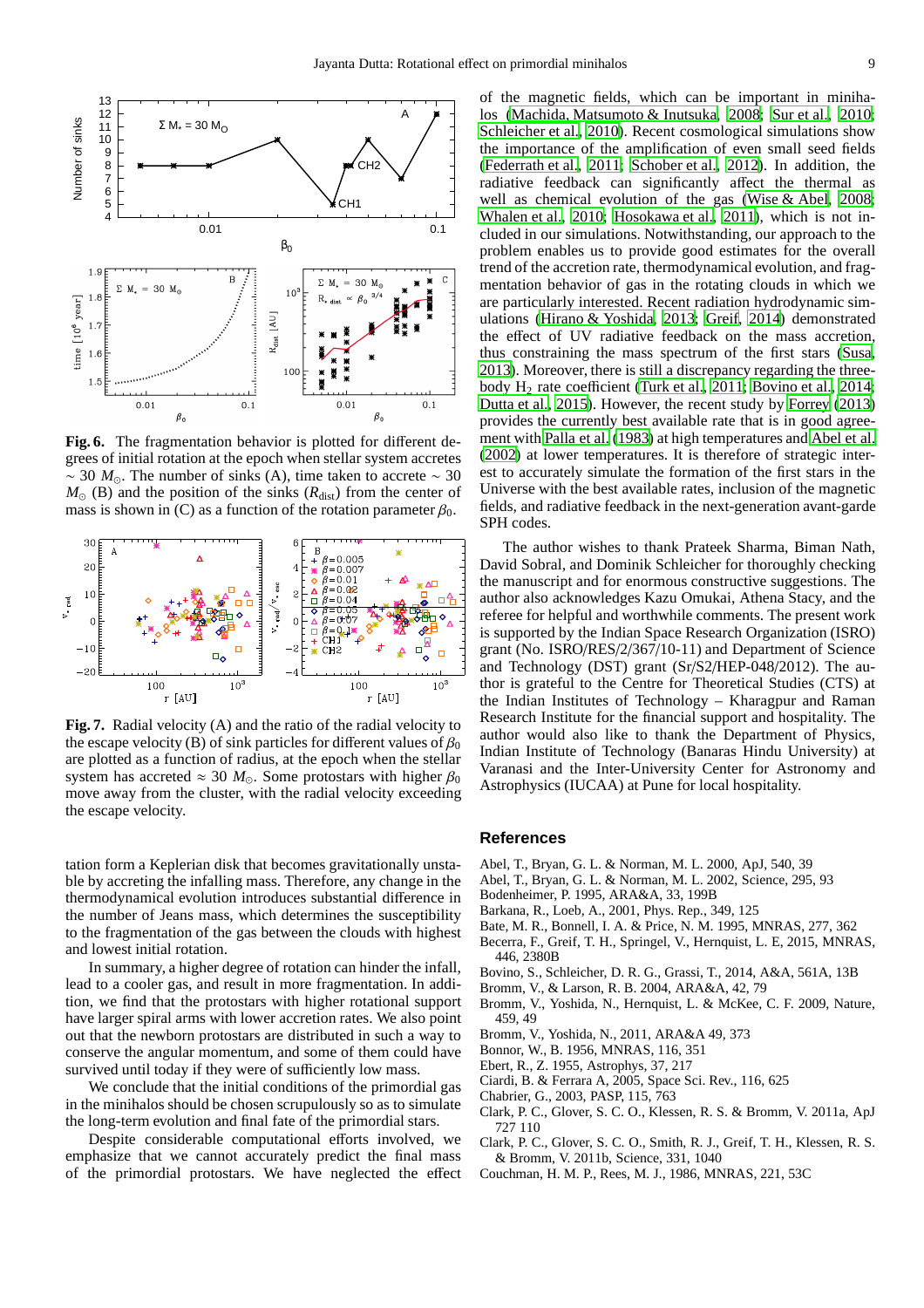**Fig. 6.** The fragmentation behavior is plotted for different degrees of initial rotation at the epoch when stellar system accretes $\sim 30\ M_{\odot}$. The number of sinks (A), time taken to accrete $\sim 30\ M_{\odot}$ (B) and the position of the sinks ($R_{\rm dist}$) from the center of mass is shown in (C) as a function of the rotation parameter $\beta_0$.

**Fig. 7.** Radial velocity (A) and the ratio of the radial velocity to the escape velocity (B) of sink particles for different values of $\beta_0$ are plotted as a function of radius, at the epoch when the stellar system has accreted $\approx 30\ M_{\odot}$. Some protostars with higher $\beta_0$ move away from the cluster, with the radial velocity exceeding the escape velocity.

tation form a Keplerian disk that becomes gravitationally unstable by accreting the infalling mass. Therefore, any change in the thermodynamical evolution introduces substantial difference in the number of Jeans mass, which determines the susceptibility to the fragmentation of the gas between the clouds with highest and lowest initial rotation.

In summary, a higher degree of rotation can hinder the infall, lead to a cooler gas, and result in more fragmentation. In addition, we find that the protostars with higher rotational support have larger spiral arms with lower accretion rates. We also point out that the newborn protostars are distributed in such a way to conserve the angular momentum, and some of them could have survived until today if they were of sufficiently low mass.

We conclude that the initial conditions of the primordial gas in the minihalos should be chosen scrupulously so as to simulate the long-term evolution and final fate of the primordial stars.

Despite considerable computational efforts involved, we emphasize that we cannot accurately predict the final mass of the primordial protostars. We have neglected the effect of the magnetic fields, which can be important in minihalos (Machida, Matsumoto & Inutsuka, 2008; Sur et al., 2010; Schleicher et al., 2010). Recent cosmological simulations show the importance of the amplification of even small seed fields (Federrath et al., 2011; Schober et al., 2012). In addition, the radiative feedback can significantly affect the thermal as well as chemical evolution of the gas (Wise & Abel, 2008; Whalen et al., 2010; Hosokawa et al., 2011), which is not included in our simulations. Notwithstanding, our approach to the problem enables us to provide good estimates for the overall trend of the accretion rate, thermodynamical evolution, and fragmentation behavior of gas in the rotating clouds in which we are particularly interested. Recent radiation hydrodynamic simulations (Hirano & Yoshida, 2013; Greif, 2014) demonstrated the effect of UV radiative feedback on the mass accretion, thus constraining the mass spectrum of the first stars (Susa, 2013). Moreover, there is still a discrepancy regarding the three-body $H_2$ rate coefficient (Turk et al., 2011; Bovino et al., 2014; Dutta et al., 2015). However, the recent study by Forrey (2013) provides the currently best available rate that is in good agreement with Palla et al. (1983) at high temperatures and Abel et al. (2002) at lower temperatures. It is therefore of strategic interest to accurately simulate the formation of the first stars in the Universe with the best available rates, inclusion of the magnetic fields, and radiative feedback in the next-generation avant-garde SPH codes.

The author wishes to thank Prateek Sharma, Biman Nath, David Sobral, and Dominik Schleicher for thoroughly checking the manuscript and for enormous constructive suggestions. The author also acknowledges Kazu Omukai, Athena Stacy, and the referee for helpful and worthwhile comments. The present work is supported by the Indian Space Research Organization (ISRO) grant (No. ISRO/RES/2/367/10-11) and Department of Science and Technology (DST) grant (Sr/S2/HEP-048/2012). The author is grateful to the Centre for Theoretical Studies (CTS) at the Indian Institutes of Technology – Kharagpur and Raman Research Institute for the financial support and hospitality. The author would also like to thank the Department of Physics, Indian Institute of Technology (Banaras Hindu University) at Varanasi and the Inter-University Center for Astronomy and Astrophysics (IUCAA) at Pune for local hospitality.

## References

Abel, T., Bryan, G. L. & Norman, M. L. 2000, ApJ, 540, 39
Abel, T., Bryan, G. L. & Norman, M. L. 2002, Science, 295, 93
Bodenheimer, P. 1995, ARA&A, 33, 199B
Barkana, R., Loeb, A., 2001, Phys. Rep., 349, 125
Bate, M. R., Bonnell, I. A. & Price, N. M. 1995, MNRAS, 277, 362
Becerra, F., Greif, T. H., Springel, V., Hernquist, L. E, 2015, MNRAS, 446, 2380B
Bovino, S., Schleicher, D. R. G., Grassi, T., 2014, A&A, 561A, 13B
Bromm, V., & Larson, R. B. 2004, ARA&A, 42, 79
Bromm, V., Yoshida, N., Hernquist, L. & McKee, C. F. 2009, Nature, 459, 49
Bromm, V., Yoshida, N., 2011, ARA&A 49, 373
Bonnor, W., B. 1956, MNRAS, 116, 351
Ebert, R., Z. 1955, Astrophys, 37, 217
Ciardi, B. & Ferrara A, 2005, Space Sci. Rev., 116, 625
Chabrier, G., 2003, PASP, 115, 763
Clark, P. C., Glover, S. C. O., Klessen, R. S. & Bromm, V. 2011a, ApJ 727 110
Clark, P. C., Glover, S. C. O., Smith, R. J., Greif, T. H., Klessen, R. S. & Bromm, V. 2011b, Science, 331, 1040
Couchman, H. M. P., Rees, M. J., 1986, MNRAS, 221, 53C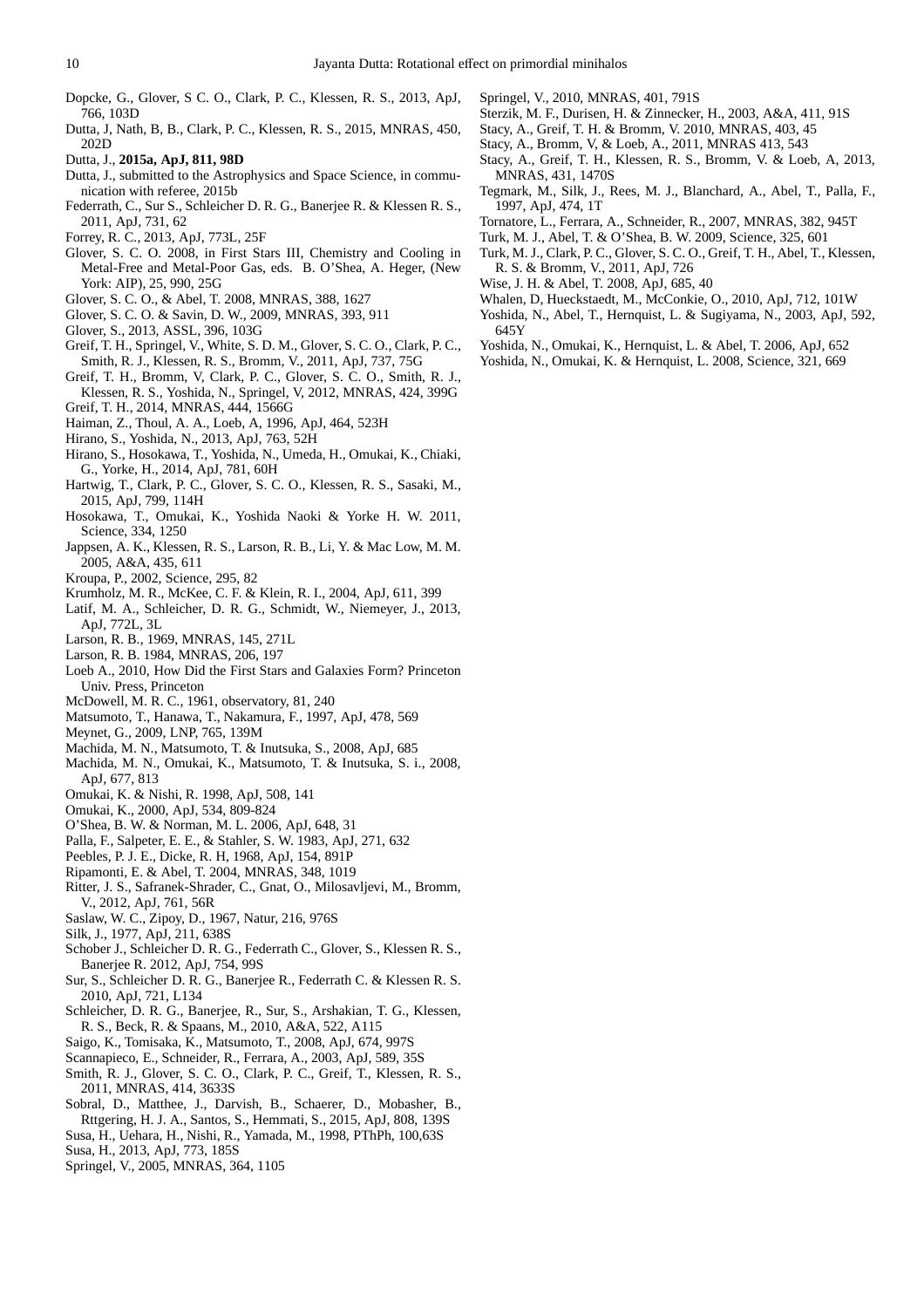Dopcke, G., Glover, S C. O., Clark, P. C., Klessen, R. S., 2013, ApJ, 766, 103D

Dutta, J, Nath, B, B., Clark, P. C., Klessen, R. S., 2015, MNRAS, 450, 202D

Dutta, J., **2015a, ApJ, 811, 98D**

Dutta, J., submitted to the Astrophysics and Space Science, in communication with referee, 2015b

Federrath, C., Sur S., Schleicher D. R. G., Banerjee R. & Klessen R. S., 2011, ApJ, 731, 62

Forrey, R. C., 2013, ApJ, 773L, 25F

Glover, S. C. O. 2008, in First Stars III, Chemistry and Cooling in Metal-Free and Metal-Poor Gas, eds. B. O'Shea, A. Heger, (New York: AIP), 25, 990, 25G

Glover, S. C. O., & Abel, T. 2008, MNRAS, 388, 1627

Glover, S. C. O. & Savin, D. W., 2009, MNRAS, 393, 911

Glover, S., 2013, ASSL, 396, 103G

Greif, T. H., Springel, V., White, S. D. M., Glover, S. C. O., Clark, P. C., Smith, R. J., Klessen, R. S., Bromm, V., 2011, ApJ, 737, 75G

Greif, T. H., Bromm, V, Clark, P. C., Glover, S. C. O., Smith, R. J., Klessen, R. S., Yoshida, N., Springel, V, 2012, MNRAS, 424, 399G

Greif, T. H., 2014, MNRAS, 444, 1566G

Haiman, Z., Thoul, A. A., Loeb, A, 1996, ApJ, 464, 523H

Hirano, S., Yoshida, N., 2013, ApJ, 763, 52H

Hirano, S., Hosokawa, T., Yoshida, N., Umeda, H., Omukai, K., Chiaki, G., Yorke, H., 2014, ApJ, 781, 60H

Hartwig, T., Clark, P. C., Glover, S. C. O., Klessen, R. S., Sasaki, M., 2015, ApJ, 799, 114H

Hosokawa, T., Omukai, K., Yoshida Naoki & Yorke H. W. 2011, Science, 334, 1250

Jappsen, A. K., Klessen, R. S., Larson, R. B., Li, Y. & Mac Low, M. M. 2005, A&A, 435, 611

Kroupa, P., 2002, Science, 295, 82

Krumholz, M. R., McKee, C. F. & Klein, R. I., 2004, ApJ, 611, 399

Latif, M. A., Schleicher, D. R. G., Schmidt, W., Niemeyer, J., 2013, ApJ, 772L, 3L

Larson, R. B., 1969, MNRAS, 145, 271L

Larson, R. B. 1984, MNRAS, 206, 197

Loeb A., 2010, How Did the First Stars and Galaxies Form? Princeton Univ. Press, Princeton

McDowell, M. R. C., 1961, observatory, 81, 240

Matsumoto, T., Hanawa, T., Nakamura, F., 1997, ApJ, 478, 569

Meynet, G., 2009, LNP, 765, 139M

Machida, M. N., Matsumoto, T. & Inutsuka, S., 2008, ApJ, 685

Machida, M. N., Omukai, K., Matsumoto, T. & Inutsuka, S. i., 2008, ApJ, 677, 813

Omukai, K. & Nishi, R. 1998, ApJ, 508, 141

Omukai, K., 2000, ApJ, 534, 809-824

O'Shea, B. W. & Norman, M. L. 2006, ApJ, 648, 31

Palla, F., Salpeter, E. E., & Stahler, S. W. 1983, ApJ, 271, 632

Peebles, P. J. E., Dicke, R. H, 1968, ApJ, 154, 891P

Ripamonti, E. & Abel, T. 2004, MNRAS, 348, 1019

Ritter, J. S., Safranek-Shrader, C., Gnat, O., Milosavljevi, M., Bromm, V., 2012, ApJ, 761, 56R

Saslaw, W. C., Zipoy, D., 1967, Natur, 216, 976S

Silk, J., 1977, ApJ, 211, 638S

Schober J., Schleicher D. R. G., Federrath C., Glover, S., Klessen R. S., Banerjee R. 2012, ApJ, 754, 99S

Sur, S., Schleicher D. R. G., Banerjee R., Federrath C. & Klessen R. S. 2010, ApJ, 721, L134

Schleicher, D. R. G., Banerjee, R., Sur, S., Arshakian, T. G., Klessen, R. S., Beck, R. & Spaans, M., 2010, A&A, 522, A115

Saigo, K., Tomisaka, K., Matsumoto, T., 2008, ApJ, 674, 997S

Scannapieco, E., Schneider, R., Ferrara, A., 2003, ApJ, 589, 35S

Smith, R. J., Glover, S. C. O., Clark, P. C., Greif, T., Klessen, R. S., 2011, MNRAS, 414, 3633S

Sobral, D., Matthee, J., Darvish, B., Schaerer, D., Mobasher, B., Rttgering, H. J. A., Santos, S., Hemmati, S., 2015, ApJ, 808, 139S

Susa, H., Uehara, H., Nishi, R., Yamada, M., 1998, PThPh, 100,63S

Susa, H., 2013, ApJ, 773, 185S

Springel, V., 2005, MNRAS, 364, 1105

Springel, V., 2010, MNRAS, 401, 791S

Sterzik, M. F., Durisen, H. & Zinnecker, H., 2003, A&A, 411, 91S

Stacy, A., Greif, T. H. & Bromm, V. 2010, MNRAS, 403, 45

Stacy, A., Bromm, V, & Loeb, A., 2011, MNRAS 413, 543

Stacy, A., Greif, T. H., Klessen, R. S., Bromm, V. & Loeb, A, 2013, MNRAS, 431, 1470S

Tegmark, M., Silk, J., Rees, M. J., Blanchard, A., Abel, T., Palla, F., 1997, ApJ, 474, 1T

Tornatore, L., Ferrara, A., Schneider, R., 2007, MNRAS, 382, 945T

Turk, M. J., Abel, T. & O'Shea, B. W. 2009, Science, 325, 601

Turk, M. J., Clark, P. C., Glover, S. C. O., Greif, T. H., Abel, T., Klessen, R. S. & Bromm, V., 2011, ApJ, 726

Wise, J. H. & Abel, T. 2008, ApJ, 685, 40

Whalen, D, Hueckstaedt, M., McConkie, O., 2010, ApJ, 712, 101W

Yoshida, N., Abel, T., Hernquist, L. & Sugiyama, N., 2003, ApJ, 592, 645Y

Yoshida, N., Omukai, K., Hernquist, L. & Abel, T. 2006, ApJ, 652

Yoshida, N., Omukai, K. & Hernquist, L. 2008, Science, 321, 669